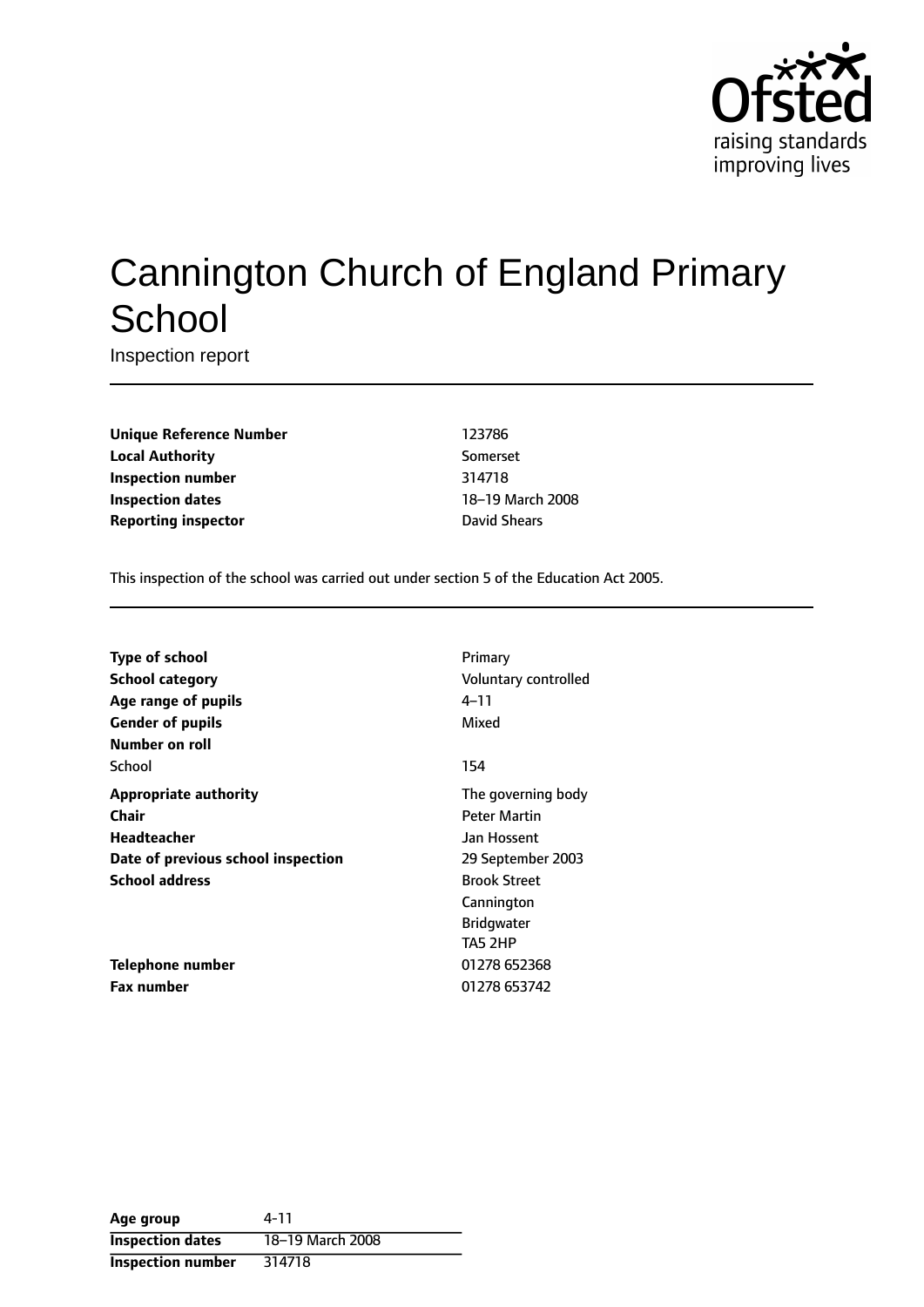# Cannington Church of England Primary School

Inspection report

| | |
|---|---|
| **Unique Reference Number** | 123786 |
| **Local Authority** | Somerset |
| **Inspection number** | 314718 |
| **Inspection dates** | 18–19 March 2008 |
| **Reporting inspector** | David Shears |

This inspection of the school was carried out under section 5 of the Education Act 2005.

| | |
|---|---|
| **Type of school** | Primary |
| **School category** | Voluntary controlled |
| **Age range of pupils** | 4–11 |
| **Gender of pupils** | Mixed |
| **Number on roll** | |
| School | 154 |
| **Appropriate authority** | The governing body |
| **Chair** | Peter Martin |
| **Headteacher** | Jan Hossent |
| **Date of previous school inspection** | 29 September 2003 |
| **School address** | Brook Street<br>Cannington<br>Bridgwater<br>TA5 2HP |
| **Telephone number** | 01278 652368 |
| **Fax number** | 01278 653742 |

| | |
|---|---|
| **Age group** | 4-11 |
| **Inspection dates** | 18–19 March 2008 |
| **Inspection number** | 314718 |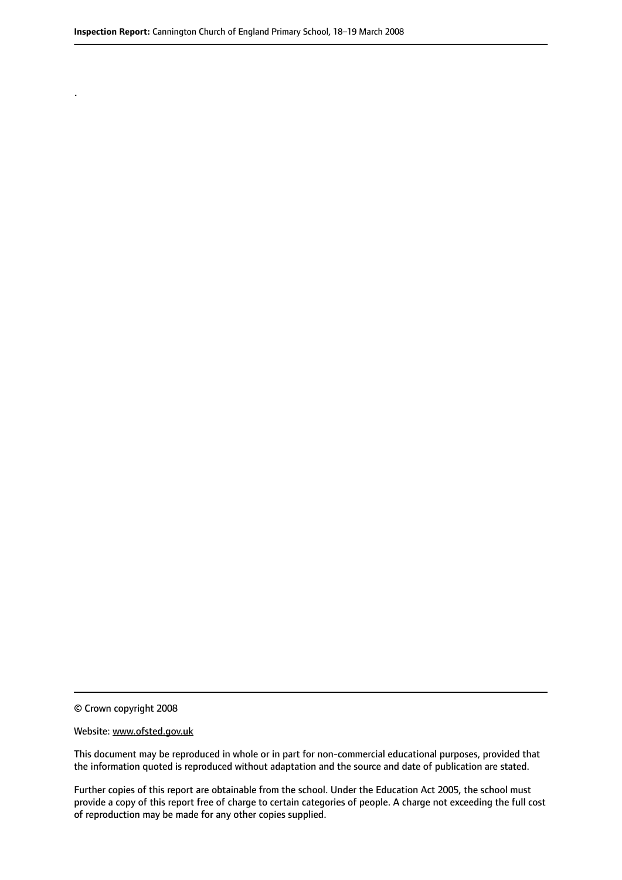.

© Crown copyright 2008

Website: www.ofsted.gov.uk

This document may be reproduced in whole or in part for non-commercial educational purposes, provided that the information quoted is reproduced without adaptation and the source and date of publication are stated.

Further copies of this report are obtainable from the school. Under the Education Act 2005, the school must provide a copy of this report free of charge to certain categories of people. A charge not exceeding the full cost of reproduction may be made for any other copies supplied.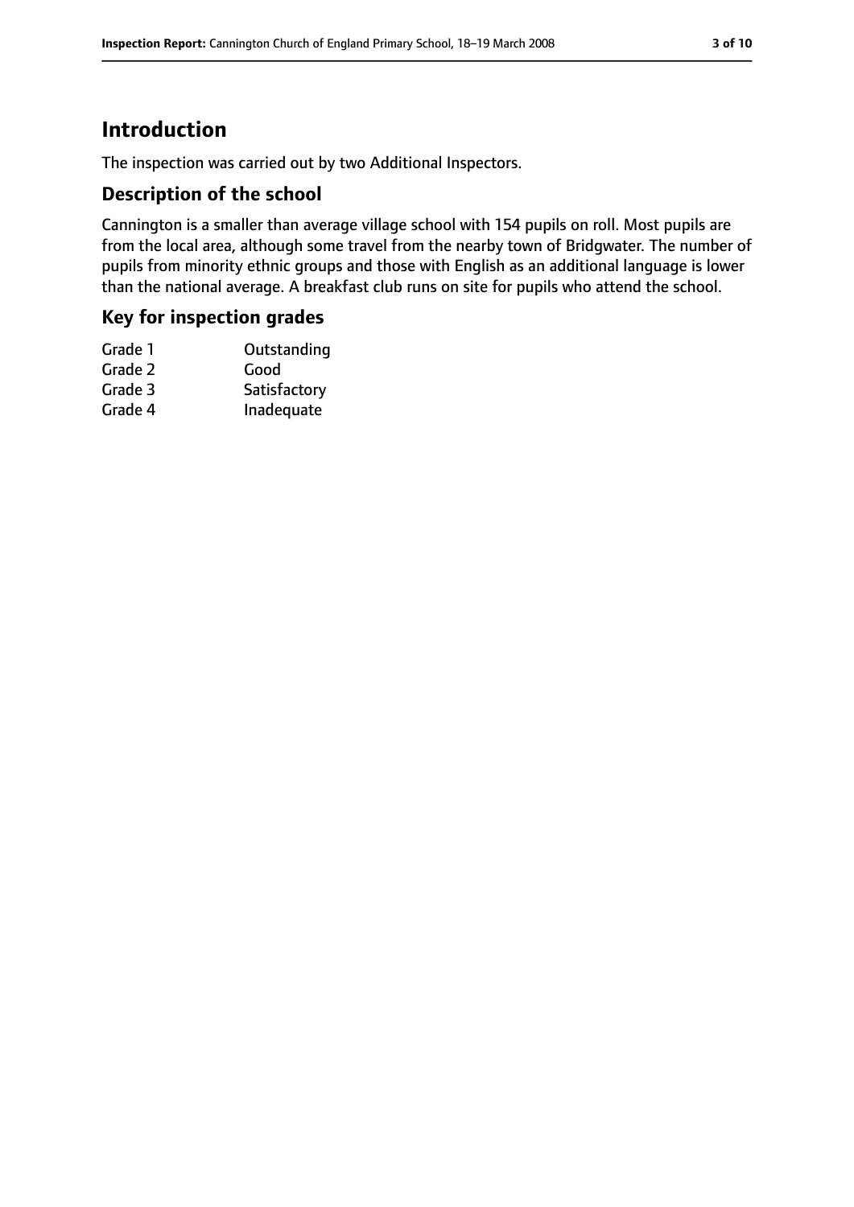# Introduction

The inspection was carried out by two Additional Inspectors.

## Description of the school

Cannington is a smaller than average village school with 154 pupils on roll. Most pupils are from the local area, although some travel from the nearby town of Bridgwater. The number of pupils from minority ethnic groups and those with English as an additional language is lower than the national average. A breakfast club runs on site for pupils who attend the school.

## Key for inspection grades

| | |
|---|---|
| Grade 1 | Outstanding |
| Grade 2 | Good |
| Grade 3 | Satisfactory |
| Grade 4 | Inadequate |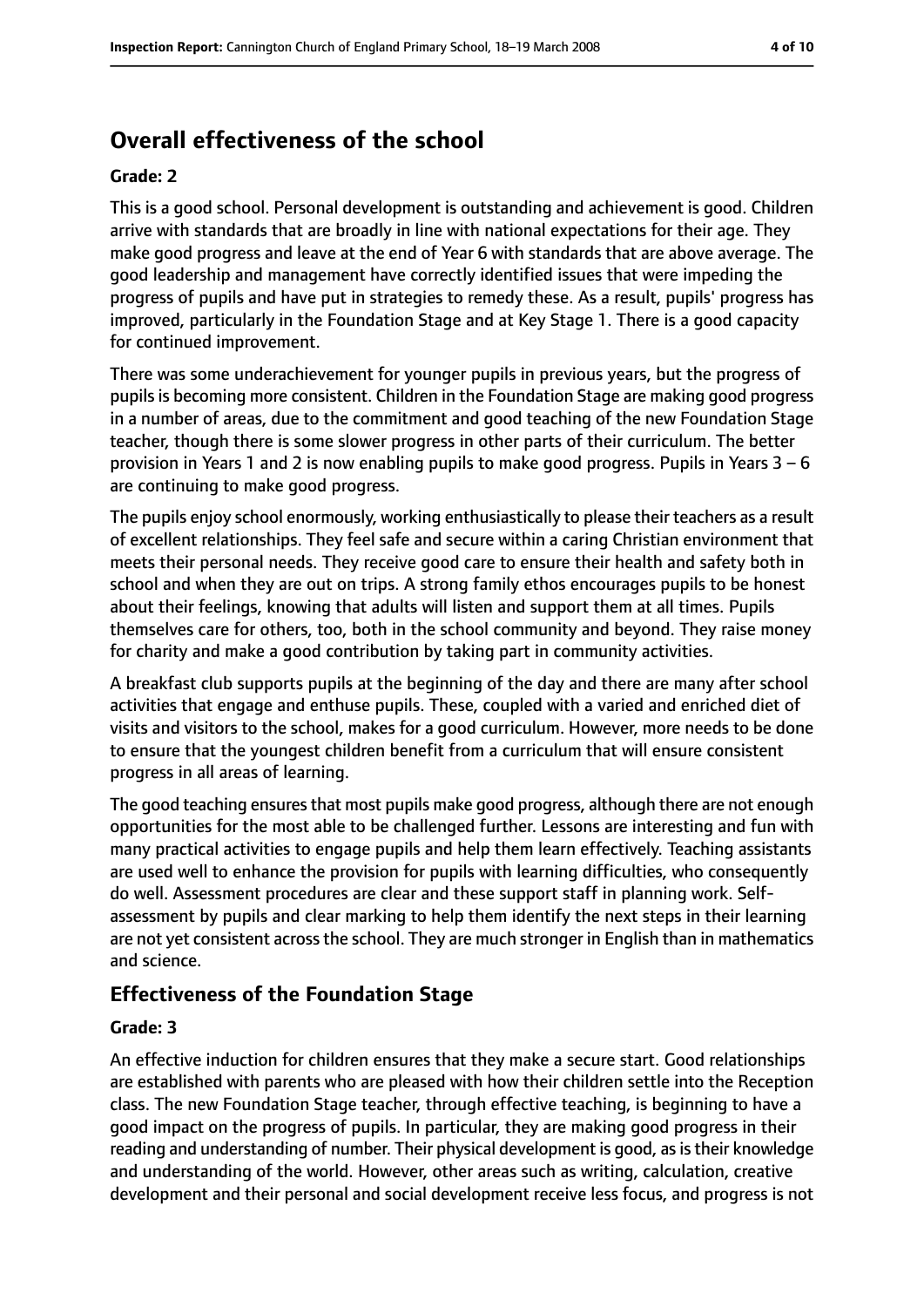# Overall effectiveness of the school

**Grade: 2**

This is a good school. Personal development is outstanding and achievement is good. Children arrive with standards that are broadly in line with national expectations for their age. They make good progress and leave at the end of Year 6 with standards that are above average. The good leadership and management have correctly identified issues that were impeding the progress of pupils and have put in strategies to remedy these. As a result, pupils' progress has improved, particularly in the Foundation Stage and at Key Stage 1. There is a good capacity for continued improvement.

There was some underachievement for younger pupils in previous years, but the progress of pupils is becoming more consistent. Children in the Foundation Stage are making good progress in a number of areas, due to the commitment and good teaching of the new Foundation Stage teacher, though there is some slower progress in other parts of their curriculum. The better provision in Years 1 and 2 is now enabling pupils to make good progress. Pupils in Years 3 – 6 are continuing to make good progress.

The pupils enjoy school enormously, working enthusiastically to please their teachers as a result of excellent relationships. They feel safe and secure within a caring Christian environment that meets their personal needs. They receive good care to ensure their health and safety both in school and when they are out on trips. A strong family ethos encourages pupils to be honest about their feelings, knowing that adults will listen and support them at all times. Pupils themselves care for others, too, both in the school community and beyond. They raise money for charity and make a good contribution by taking part in community activities.

A breakfast club supports pupils at the beginning of the day and there are many after school activities that engage and enthuse pupils. These, coupled with a varied and enriched diet of visits and visitors to the school, makes for a good curriculum. However, more needs to be done to ensure that the youngest children benefit from a curriculum that will ensure consistent progress in all areas of learning.

The good teaching ensures that most pupils make good progress, although there are not enough opportunities for the most able to be challenged further. Lessons are interesting and fun with many practical activities to engage pupils and help them learn effectively. Teaching assistants are used well to enhance the provision for pupils with learning difficulties, who consequently do well. Assessment procedures are clear and these support staff in planning work. Self-assessment by pupils and clear marking to help them identify the next steps in their learning are not yet consistent across the school. They are much stronger in English than in mathematics and science.

## Effectiveness of the Foundation Stage

**Grade: 3**

An effective induction for children ensures that they make a secure start. Good relationships are established with parents who are pleased with how their children settle into the Reception class. The new Foundation Stage teacher, through effective teaching, is beginning to have a good impact on the progress of pupils. In particular, they are making good progress in their reading and understanding of number. Their physical development is good, as is their knowledge and understanding of the world. However, other areas such as writing, calculation, creative development and their personal and social development receive less focus, and progress is not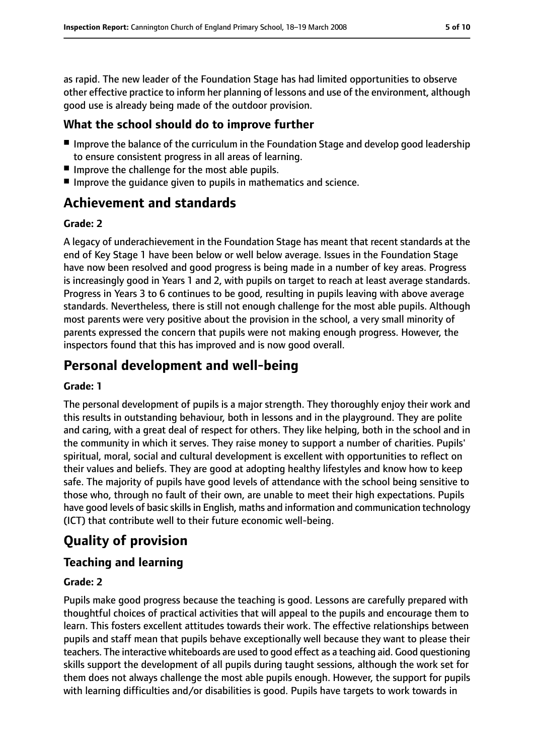as rapid. The new leader of the Foundation Stage has had limited opportunities to observe other effective practice to inform her planning of lessons and use of the environment, although good use is already being made of the outdoor provision.

### What the school should do to improve further

- Improve the balance of the curriculum in the Foundation Stage and develop good leadership to ensure consistent progress in all areas of learning.
- Improve the challenge for the most able pupils.
- Improve the guidance given to pupils in mathematics and science.

## Achievement and standards

**Grade: 2**

A legacy of underachievement in the Foundation Stage has meant that recent standards at the end of Key Stage 1 have been below or well below average. Issues in the Foundation Stage have now been resolved and good progress is being made in a number of key areas. Progress is increasingly good in Years 1 and 2, with pupils on target to reach at least average standards. Progress in Years 3 to 6 continues to be good, resulting in pupils leaving with above average standards. Nevertheless, there is still not enough challenge for the most able pupils. Although most parents were very positive about the provision in the school, a very small minority of parents expressed the concern that pupils were not making enough progress. However, the inspectors found that this has improved and is now good overall.

## Personal development and well-being

**Grade: 1**

The personal development of pupils is a major strength. They thoroughly enjoy their work and this results in outstanding behaviour, both in lessons and in the playground. They are polite and caring, with a great deal of respect for others. They like helping, both in the school and in the community in which it serves. They raise money to support a number of charities. Pupils' spiritual, moral, social and cultural development is excellent with opportunities to reflect on their values and beliefs. They are good at adopting healthy lifestyles and know how to keep safe. The majority of pupils have good levels of attendance with the school being sensitive to those who, through no fault of their own, are unable to meet their high expectations. Pupils have good levels of basic skills in English, maths and information and communication technology (ICT) that contribute well to their future economic well-being.

# Quality of provision

## Teaching and learning

**Grade: 2**

Pupils make good progress because the teaching is good. Lessons are carefully prepared with thoughtful choices of practical activities that will appeal to the pupils and encourage them to learn. This fosters excellent attitudes towards their work. The effective relationships between pupils and staff mean that pupils behave exceptionally well because they want to please their teachers. The interactive whiteboards are used to good effect as a teaching aid. Good questioning skills support the development of all pupils during taught sessions, although the work set for them does not always challenge the most able pupils enough. However, the support for pupils with learning difficulties and/or disabilities is good. Pupils have targets to work towards in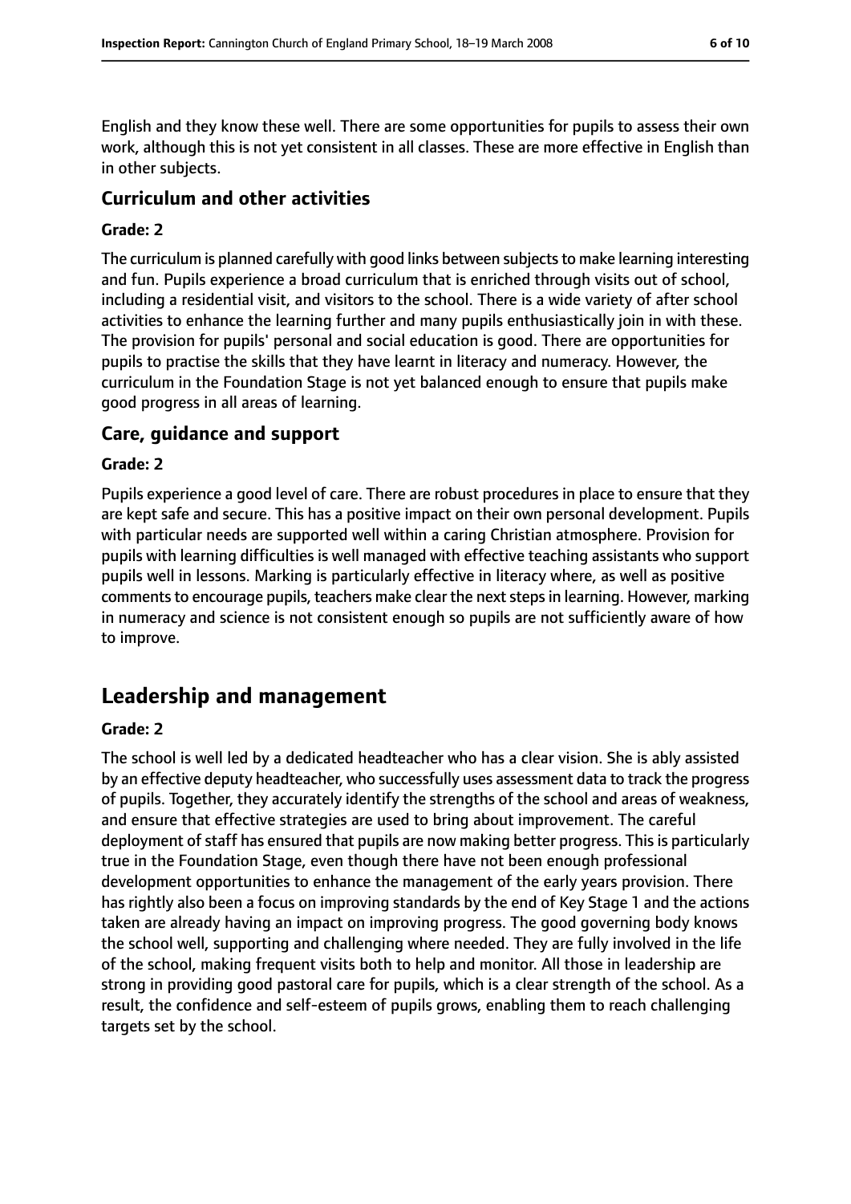English and they know these well. There are some opportunities for pupils to assess their own work, although this is not yet consistent in all classes. These are more effective in English than in other subjects.

### Curriculum and other activities

#### Grade: 2

The curriculum is planned carefully with good links between subjects to make learning interesting and fun. Pupils experience a broad curriculum that is enriched through visits out of school, including a residential visit, and visitors to the school. There is a wide variety of after school activities to enhance the learning further and many pupils enthusiastically join in with these. The provision for pupils' personal and social education is good. There are opportunities for pupils to practise the skills that they have learnt in literacy and numeracy. However, the curriculum in the Foundation Stage is not yet balanced enough to ensure that pupils make good progress in all areas of learning.

### Care, guidance and support

#### Grade: 2

Pupils experience a good level of care. There are robust procedures in place to ensure that they are kept safe and secure. This has a positive impact on their own personal development. Pupils with particular needs are supported well within a caring Christian atmosphere. Provision for pupils with learning difficulties is well managed with effective teaching assistants who support pupils well in lessons. Marking is particularly effective in literacy where, as well as positive comments to encourage pupils, teachers make clear the next steps in learning. However, marking in numeracy and science is not consistent enough so pupils are not sufficiently aware of how to improve.

## Leadership and management

#### Grade: 2

The school is well led by a dedicated headteacher who has a clear vision. She is ably assisted by an effective deputy headteacher, who successfully uses assessment data to track the progress of pupils. Together, they accurately identify the strengths of the school and areas of weakness, and ensure that effective strategies are used to bring about improvement. The careful deployment of staff has ensured that pupils are now making better progress. This is particularly true in the Foundation Stage, even though there have not been enough professional development opportunities to enhance the management of the early years provision. There has rightly also been a focus on improving standards by the end of Key Stage 1 and the actions taken are already having an impact on improving progress. The good governing body knows the school well, supporting and challenging where needed. They are fully involved in the life of the school, making frequent visits both to help and monitor. All those in leadership are strong in providing good pastoral care for pupils, which is a clear strength of the school. As a result, the confidence and self-esteem of pupils grows, enabling them to reach challenging targets set by the school.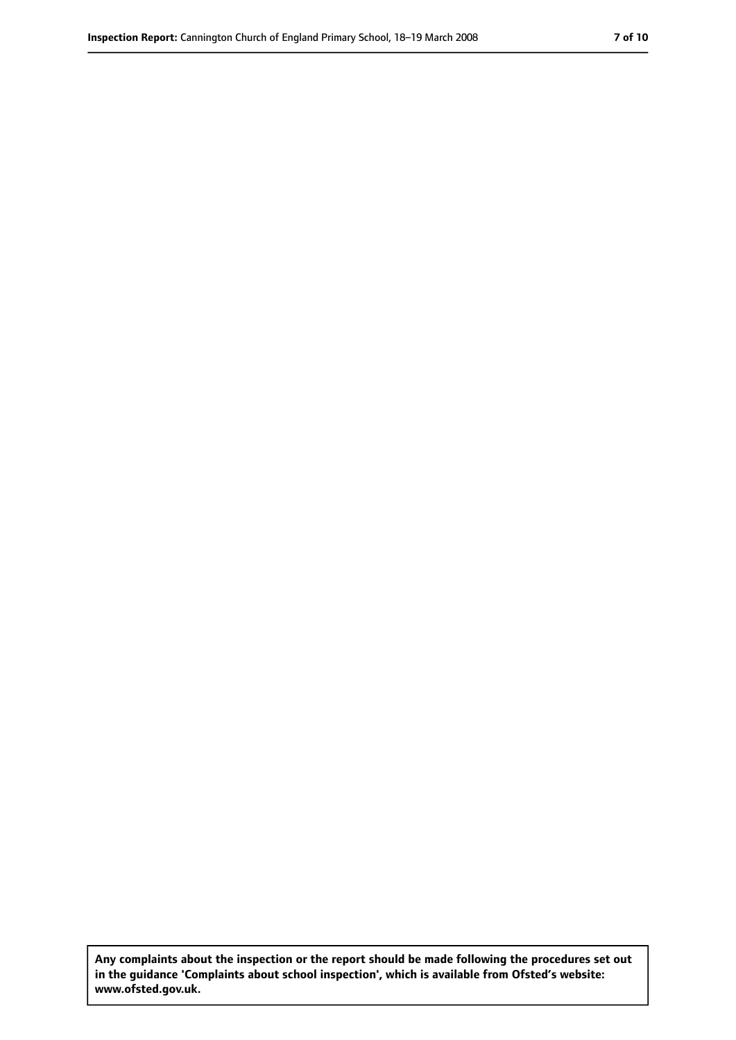**Any complaints about the inspection or the report should be made following the procedures set out in the guidance 'Complaints about school inspection', which is available from Ofsted's website: www.ofsted.gov.uk.**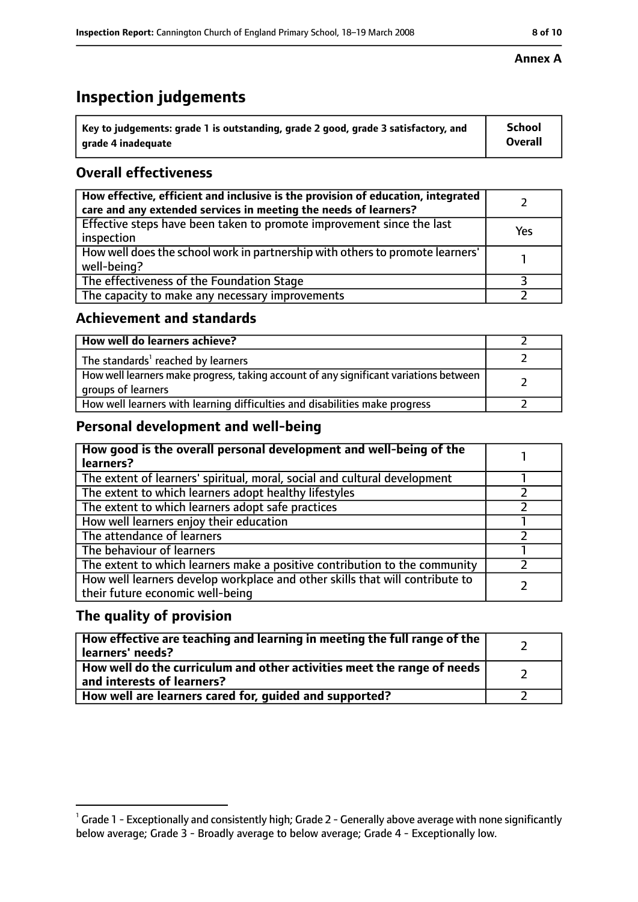**Annex A**

# Inspection judgements

| Key to judgements: grade 1 is outstanding, grade 2 good, grade 3 satisfactory, and grade 4 inadequate | School Overall |
|---|---|

## Overall effectiveness

| | |
|---|---|
| **How effective, efficient and inclusive is the provision of education, integrated care and any extended services in meeting the needs of learners?** | 2 |
| Effective steps have been taken to promote improvement since the last inspection | Yes |
| How well does the school work in partnership with others to promote learners' well-being? | 1 |
| The effectiveness of the Foundation Stage | 3 |
| The capacity to make any necessary improvements | 2 |

## Achievement and standards

| | |
|---|---|
| **How well do learners achieve?** | 2 |
| The standards[1] reached by learners | 2 |
| How well learners make progress, taking account of any significant variations between groups of learners | 2 |
| How well learners with learning difficulties and disabilities make progress | 2 |

## Personal development and well-being

| | |
|---|---|
| **How good is the overall personal development and well-being of the learners?** | 1 |
| The extent of learners' spiritual, moral, social and cultural development | 1 |
| The extent to which learners adopt healthy lifestyles | 2 |
| The extent to which learners adopt safe practices | 2 |
| How well learners enjoy their education | 1 |
| The attendance of learners | 2 |
| The behaviour of learners | 1 |
| The extent to which learners make a positive contribution to the community | 2 |
| How well learners develop workplace and other skills that will contribute to their future economic well-being | 2 |

## The quality of provision

| | |
|---|---|
| **How effective are teaching and learning in meeting the full range of the learners' needs?** | 2 |
| **How well do the curriculum and other activities meet the range of needs and interests of learners?** | 2 |
| **How well are learners cared for, guided and supported?** | 2 |

[1] Grade 1 - Exceptionally and consistently high; Grade 2 - Generally above average with none significantly below average; Grade 3 - Broadly average to below average; Grade 4 - Exceptionally low.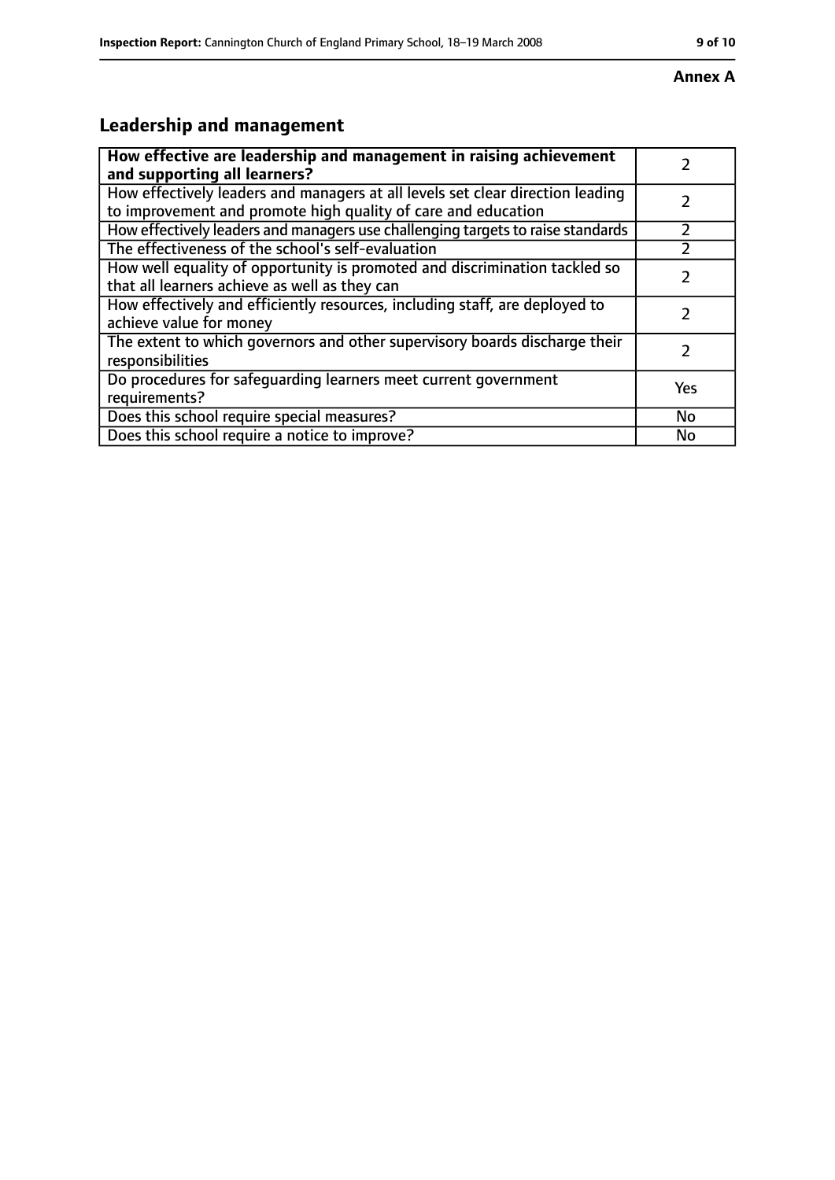**Annex A**

## Leadership and management

| How effective are leadership and management in raising achievement and supporting all learners? | 2 |
|---|---|
| How effectively leaders and managers at all levels set clear direction leading to improvement and promote high quality of care and education | 2 |
| How effectively leaders and managers use challenging targets to raise standards | 2 |
| The effectiveness of the school's self-evaluation | 2 |
| How well equality of opportunity is promoted and discrimination tackled so that all learners achieve as well as they can | 2 |
| How effectively and efficiently resources, including staff, are deployed to achieve value for money | 2 |
| The extent to which governors and other supervisory boards discharge their responsibilities | 2 |
| Do procedures for safeguarding learners meet current government requirements? | Yes |
| Does this school require special measures? | No |
| Does this school require a notice to improve? | No |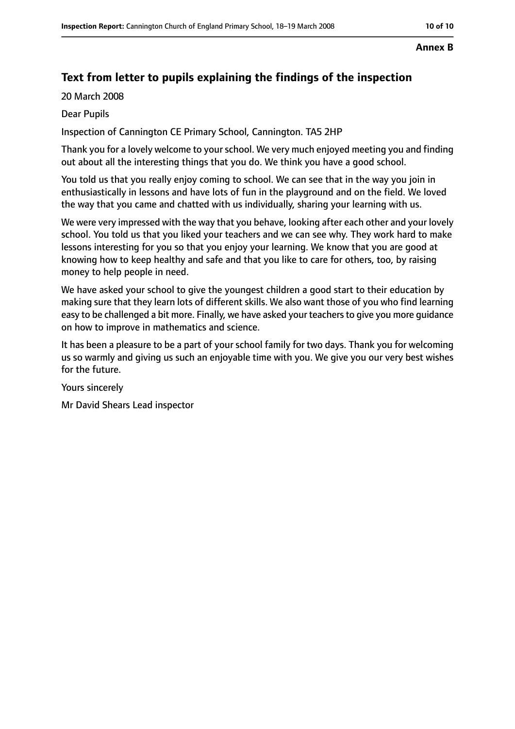**Annex B**

## Text from letter to pupils explaining the findings of the inspection

20 March 2008

Dear Pupils

Inspection of Cannington CE Primary School, Cannington. TA5 2HP

Thank you for a lovely welcome to your school. We very much enjoyed meeting you and finding out about all the interesting things that you do. We think you have a good school.

You told us that you really enjoy coming to school. We can see that in the way you join in enthusiastically in lessons and have lots of fun in the playground and on the field. We loved the way that you came and chatted with us individually, sharing your learning with us.

We were very impressed with the way that you behave, looking after each other and your lovely school. You told us that you liked your teachers and we can see why. They work hard to make lessons interesting for you so that you enjoy your learning. We know that you are good at knowing how to keep healthy and safe and that you like to care for others, too, by raising money to help people in need.

We have asked your school to give the youngest children a good start to their education by making sure that they learn lots of different skills. We also want those of you who find learning easy to be challenged a bit more. Finally, we have asked your teachers to give you more guidance on how to improve in mathematics and science.

It has been a pleasure to be a part of your school family for two days. Thank you for welcoming us so warmly and giving us such an enjoyable time with you. We give you our very best wishes for the future.

Yours sincerely

Mr David Shears Lead inspector